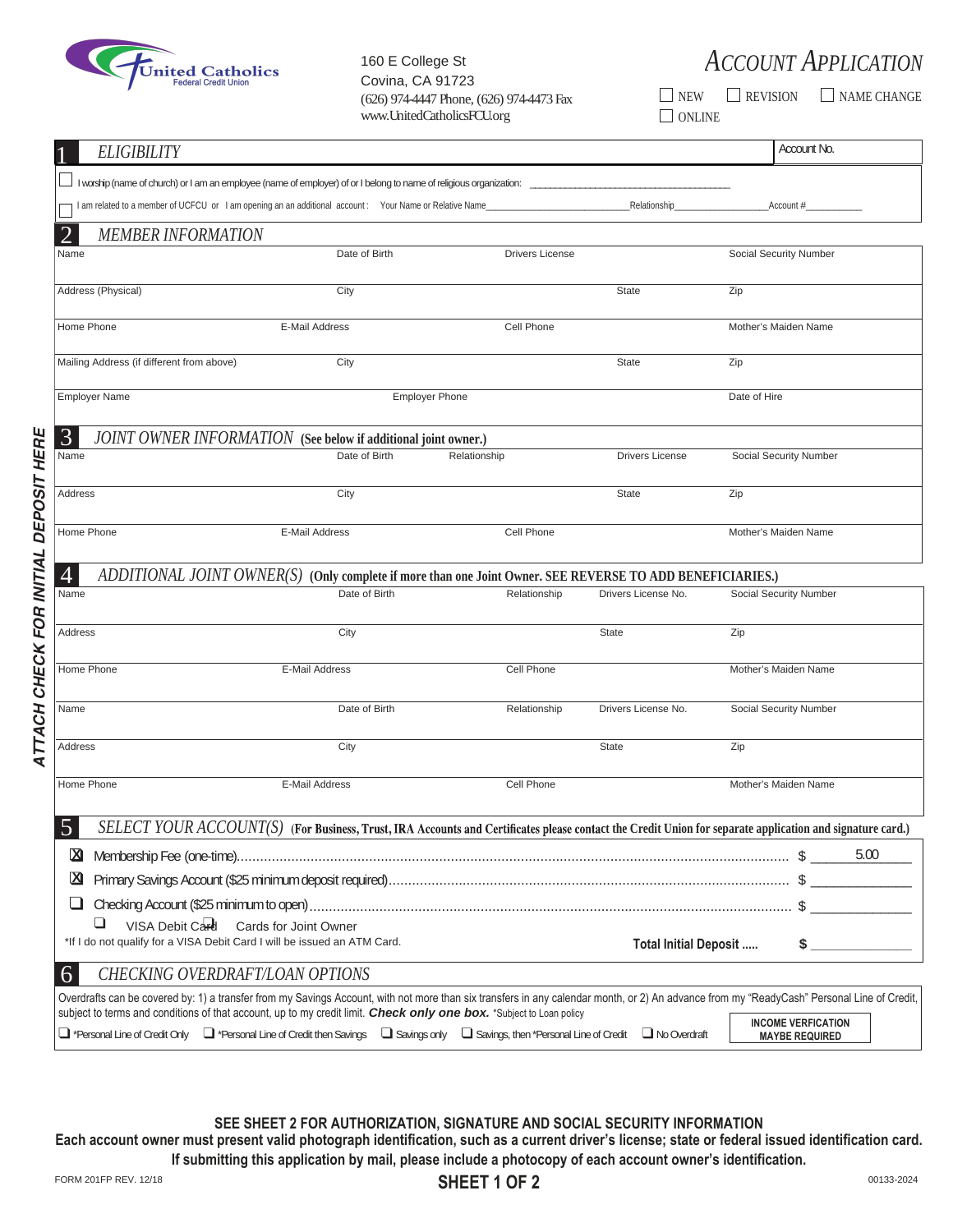United Catholics Federal Credit Union

160 E College St
Covina, CA 91723
(626) 974-4447 Phone, (626) 974-4473 Fax
www.UnitedCatholicsFCU.org

# ACCOUNT APPLICATION

☐ NEW ☐ REVISION ☐ NAME CHANGE
☐ ONLINE

ATTACH CHECK FOR INITIAL DEPOSIT HERE

## 1 ELIGIBILITY

Account No.

☐ I worship (name of church) or I am an employee (name of employer) of or I belong to name of religious organization: ______________________

☐ I am related to a member of UCFCU or I am opening an additional account : Your Name or Relative Name______________ Relationship__________ Account #________

## 2 MEMBER INFORMATION

| Name | Date of Birth | Drivers License | | Social Security Number |
|---|---|---|---|---|
| Address (Physical) | City | | State | Zip |
| Home Phone | E-Mail Address | Cell Phone | | Mother's Maiden Name |
| Mailing Address (if different from above) | City | | State | Zip |
| Employer Name | Employer Phone | | | Date of Hire |

## 3 JOINT OWNER INFORMATION (See below if additional joint owner.)

| Name | Date of Birth | Relationship | Drivers License | Social Security Number |
|---|---|---|---|---|
| Address | City | | State | Zip |
| Home Phone | E-Mail Address | Cell Phone | | Mother's Maiden Name |

## 4 ADDITIONAL JOINT OWNER(S) (Only complete if more than one Joint Owner. SEE REVERSE TO ADD BENEFICIARIES.)

| Name | Date of Birth | Relationship | Drivers License No. | Social Security Number |
|---|---|---|---|---|
| Address | City | | State | Zip |
| Home Phone | E-Mail Address | Cell Phone | | Mother's Maiden Name |
| Name | Date of Birth | Relationship | Drivers License No. | Social Security Number |
| Address | City | | State | Zip |
| Home Phone | E-Mail Address | Cell Phone | | Mother's Maiden Name |

## 5 SELECT YOUR ACCOUNT(S) (For Business, Trust, IRA Accounts and Certificates please contact the Credit Union for separate application and signature card.)

☒ Membership Fee (one-time)........................................ $ 5.00

☒ Primary Savings Account ($25 minimum deposit required)........................................ $ __________

☐ Checking Account ($25 minimum to open)........................................ $ __________

☐ VISA Debit Card ☐ Cards for Joint Owner

*If I do not qualify for a VISA Debit Card I will be issued an ATM Card.

**Total Initial Deposit .....** $ __________

## 6 CHECKING OVERDRAFT/LOAN OPTIONS

Overdrafts can be covered by: 1) a transfer from my Savings Account, with not more than six transfers in any calendar month, or 2) An advance from my "ReadyCash" Personal Line of Credit, subject to terms and conditions of that account, up to my credit limit. ***Check only one box.*** *Subject to Loan policy

☐ *Personal Line of Credit Only ☐ *Personal Line of Credit then Savings ☐ Savings only ☐ Savings, then *Personal Line of Credit ☐ No Overdraft

**INCOME VERFICATION MAYBE REQUIRED**

**SEE SHEET 2 FOR AUTHORIZATION, SIGNATURE AND SOCIAL SECURITY INFORMATION**

**Each account owner must present valid photograph identification, such as a current driver's license; state or federal issued identification card.**

**If submitting this application by mail, please include a photocopy of each account owner's identification.**

FORM 201FP REV. 12/18 00133-2024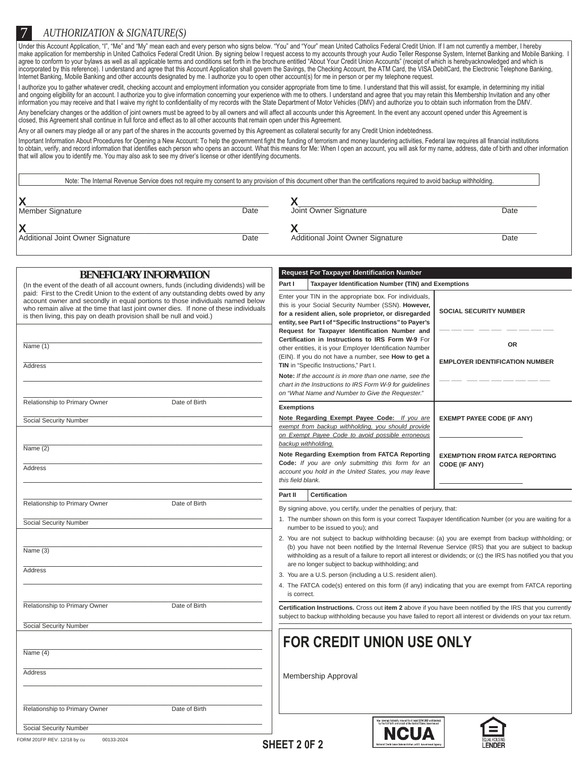## 7 AUTHORIZATION & SIGNATURE(S)

Under this Account Application, "I", "Me" and "My" mean each and every person who signs below. "You" and "Your" mean United Catholics Federal Credit Union. If I am not currently a member, I hereby make application for membership in United Catholics Federal Credit Union. By signing below I request access to my accounts through your Audio Teller Response System, Internet Banking and Mobile Banking. I agree to conform to your bylaws as well as all applicable terms and conditions set forth in the brochure entitled "About Your Credit Union Accounts" (receipt of which is herebyacknowledged and which is incorporated by this reference). I understand and agree that this Account Application shall govern the Savings, the Checking Account, the ATM Card, the VISA DebitCard, the Electronic Telephone Banking, Internet Banking, Mobile Banking and other accounts designated by me. I authorize you to open other account(s) for me in person or per my telephone request.

I authorize you to gather whatever credit, checking account and employment information you consider appropriate from time to time. I understand that this will assist, for example, in determining my initial and ongoing eligibility for an account. I authorize you to give information concerning your experience with me to others. I understand and agree that you may retain this Membership Invitation and any other information you may receive and that I waive my right to confidentiality of my records with the State Department of Motor Vehicles (DMV) and authorize you to obtain such information from the DMV.

Any beneficiary changes or the addition of joint owners must be agreed to by all owners and will affect all accounts under this Agreement. In the event any account opened under this Agreement is closed, this Agreement shall continue in full force and effect as to all other accounts that remain open under this Agreement.

Any or all owners may pledge all or any part of the shares in the accounts governed by this Agreement as collateral security for any Credit Union indebtedness.

Important Information About Procedures for Opening a New Account: To help the government fight the funding of terrorism and money laundering activities, Federal law requires all financial institutions to obtain, verify, and record information that identifies each person who opens an account. What this means for Me: When I open an account, you will ask for my name, address, date of birth and other information that will allow you to identify me. You may also ask to see my driver's license or other identifying documents.

Note: The Internal Revenue Service does not require my consent to any provision of this document other than the certifications required to avoid backup withholding.

X ______________________________ Member Signature    Date

X ______________________________ Joint Owner Signature    Date

X ______________________________ Additional Joint Owner Signature    Date

X ______________________________ Additional Joint Owner Signature    Date

## BENEFICIARY INFORMATION

(In the event of the death of all account owners, funds (including dividends) will be paid: First to the Credit Union to the extent of any outstanding debts owed by any account owner and secondly in equal portions to those individuals named below who remain alive at the time that last joint owner dies. If none of these individuals is then living, this pay on death provision shall be null and void.)

Name (1)

Address

Relationship to Primary Owner    Date of Birth

Social Security Number

Name (2)

Address

Relationship to Primary Owner    Date of Birth

Social Security Number

Name (3)

Address

Relationship to Primary Owner    Date of Birth

Social Security Number

Name (4)

Address

Relationship to Primary Owner    Date of Birth

Social Security Number

## Request For Taxpayer Identification Number

**Part I — Taxpayer Identification Number (TIN) and Exemptions**

Enter your TIN in the appropriate box. For individuals, this is your Social Security Number (SSN). **However, for a resident alien, sole proprietor, or disregarded entity, see Part I of "Specific Instructions" to Payer's Request for Taxpayer Identification Number and Certification in Instructions to IRS Form W-9** For other entities, it is your Employer Identification Number (EIN). If you do not have a number, see **How to get a TIN** in "Specific Instructions," Part I.

**Note:** *If the account is in more than one name, see the chart in the Instructions to IRS Form W-9 for guidelines on "What Name and Number to Give the Requester."*

**SOCIAL SECURITY NUMBER**

___ ___ ___ – ___ ___ – ___ ___ ___ ___

**OR**

**EMPLOYER IDENTIFICATION NUMBER**

___ ___ – ___ ___ ___ ___ ___ ___ ___

**Exemptions**

**Note Regarding Exempt Payee Code:** *If you are exempt from backup withholding, you should provide on Exempt Payee Code to avoid possible erroneous backup withholding.*

**EXEMPT PAYEE CODE (IF ANY)** ____________

**Note Regarding Exemption from FATCA Reporting Code:** *If you are only submitting this form for an account you hold in the United States, you may leave this field blank.*

**EXEMPTION FROM FATCA REPORTING CODE (IF ANY)** ____________

**Part II — Certification**

By signing above, you certify, under the penalties of perjury, that:

1. The number shown on this form is your correct Taxpayer Identification Number (or you are waiting for a number to be issued to you); and
2. You are not subject to backup withholding because: (a) you are exempt from backup withholding; or (b) you have not been notified by the Internal Revenue Service (IRS) that you are subject to backup withholding as a result of a failure to report all interest or dividends; or (c) the IRS has notified you that you are no longer subject to backup withholding; and
3. You are a U.S. person (including a U.S. resident alien).
4. The FATCA code(s) entered on this form (if any) indicating that you are exempt from FATCA reporting is correct.

**Certification Instructions.** Cross out **item 2** above if you have been notified by the IRS that you currently subject to backup withholding because you have failed to report all interest or dividends on your tax return.

## FOR CREDIT UNION USE ONLY

Membership Approval

Your savings federally insured to at least $250,000 and backed by the full faith and credit of the United States Government

NCUA

National Credit Union Administration, a U.S. Government Agency

EQUAL HOUSING LENDER

FORM 201FP REV. 12/18 by cu    00133-2024

SHEET 2 0F 2